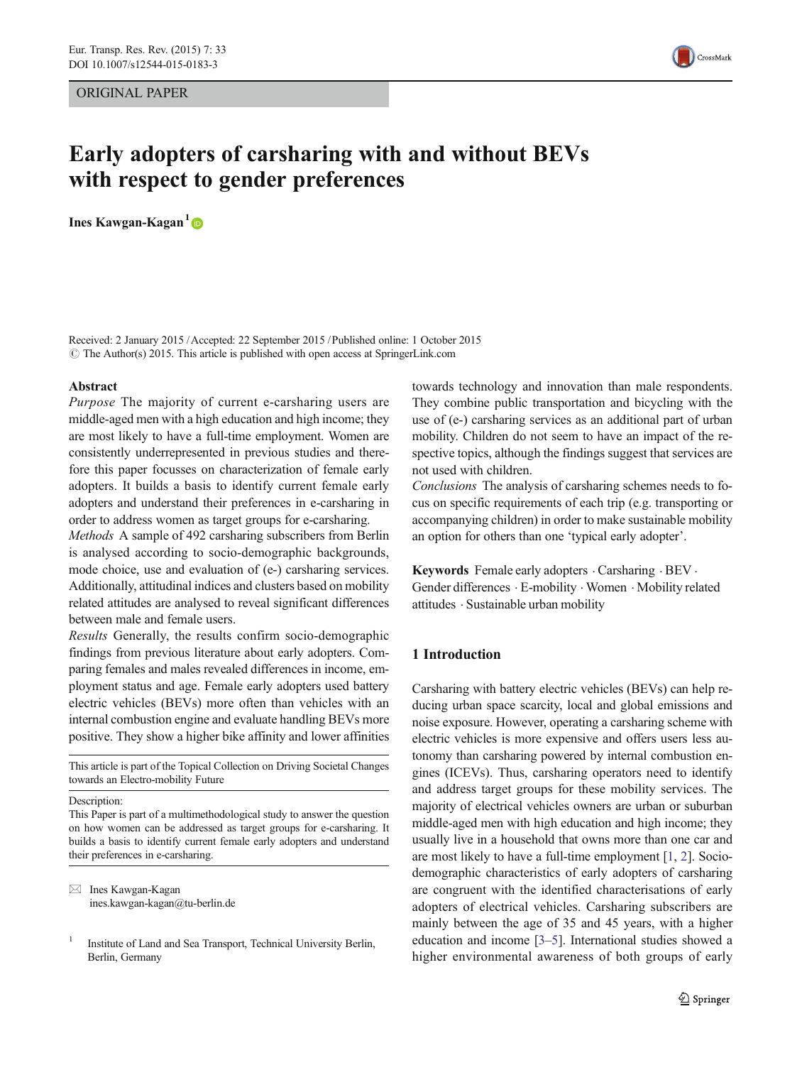ORIGINAL PAPER

# Early adopters of carsharing with and without BEVs with respect to gender preferences

**Ines Kawgan-Kagan**[1]

Received: 2 January 2015 / Accepted: 22 September 2015 / Published online: 1 October 2015
© The Author(s) 2015. This article is published with open access at SpringerLink.com

**Abstract**

*Purpose* The majority of current e-carsharing users are middle-aged men with a high education and high income; they are most likely to have a full-time employment. Women are consistently underrepresented in previous studies and therefore this paper focusses on characterization of female early adopters. It builds a basis to identify current female early adopters and understand their preferences in e-carsharing in order to address women as target groups for e-carsharing.

*Methods* A sample of 492 carsharing subscribers from Berlin is analysed according to socio-demographic backgrounds, mode choice, use and evaluation of (e-) carsharing services. Additionally, attitudinal indices and clusters based on mobility related attitudes are analysed to reveal significant differences between male and female users.

*Results* Generally, the results confirm socio-demographic findings from previous literature about early adopters. Comparing females and males revealed differences in income, employment status and age. Female early adopters used battery electric vehicles (BEVs) more often than vehicles with an internal combustion engine and evaluate handling BEVs more positive. They show a higher bike affinity and lower affinities towards technology and innovation than male respondents. They combine public transportation and bicycling with the use of (e-) carsharing services as an additional part of urban mobility. Children do not seem to have an impact of the respective topics, although the findings suggest that services are not used with children.

*Conclusions* The analysis of carsharing schemes needs to focus on specific requirements of each trip (e.g. transporting or accompanying children) in order to make sustainable mobility an option for others than one 'typical early adopter'.

**Keywords** Female early adopters · Carsharing · BEV · Gender differences · E-mobility · Women · Mobility related attitudes · Sustainable urban mobility

This article is part of the Topical Collection on Driving Societal Changes towards an Electro-mobility Future

Description:
This Paper is part of a multimethodological study to answer the question on how women can be addressed as target groups for e-carsharing. It builds a basis to identify current female early adopters and understand their preferences in e-carsharing.

✉ Ines Kawgan-Kagan
ines.kawgan-kagan@tu-berlin.de

[1] Institute of Land and Sea Transport, Technical University Berlin, Berlin, Germany

## 1 Introduction

Carsharing with battery electric vehicles (BEVs) can help reducing urban space scarcity, local and global emissions and noise exposure. However, operating a carsharing scheme with electric vehicles is more expensive and offers users less autonomy than carsharing powered by internal combustion engines (ICEVs). Thus, carsharing operators need to identify and address target groups for these mobility services. The majority of electrical vehicles owners are urban or suburban middle-aged men with high education and high income; they usually live in a household that owns more than one car and are most likely to have a full-time employment [1, 2]. Socio-demographic characteristics of early adopters of carsharing are congruent with the identified characterisations of early adopters of electrical vehicles. Carsharing subscribers are mainly between the age of 35 and 45 years, with a higher education and income [3–5]. International studies showed a higher environmental awareness of both groups of early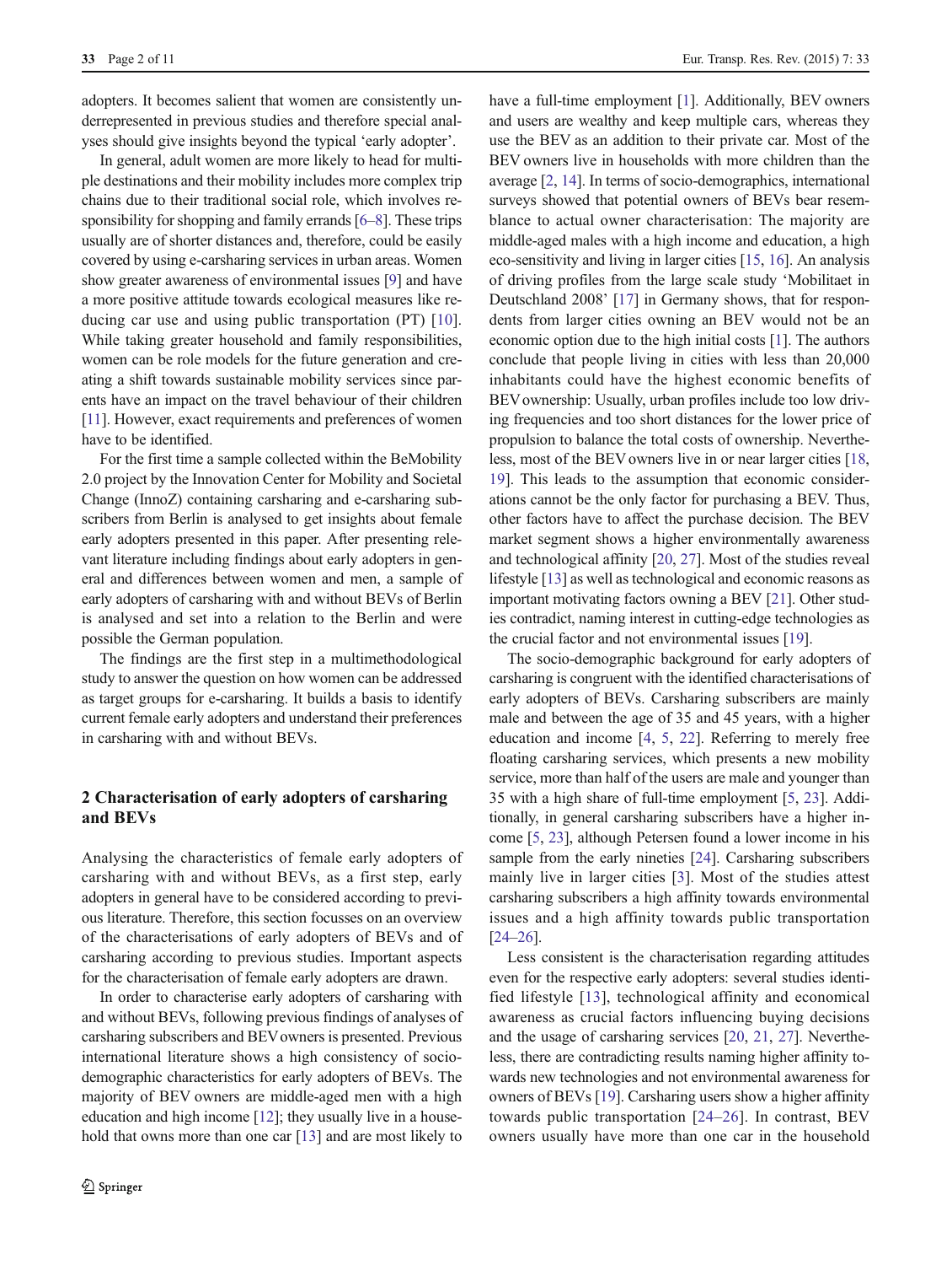adopters. It becomes salient that women are consistently underrepresented in previous studies and therefore special analyses should give insights beyond the typical 'early adopter'.

In general, adult women are more likely to head for multiple destinations and their mobility includes more complex trip chains due to their traditional social role, which involves responsibility for shopping and family errands [6–8]. These trips usually are of shorter distances and, therefore, could be easily covered by using e-carsharing services in urban areas. Women show greater awareness of environmental issues [9] and have a more positive attitude towards ecological measures like reducing car use and using public transportation (PT) [10]. While taking greater household and family responsibilities, women can be role models for the future generation and creating a shift towards sustainable mobility services since parents have an impact on the travel behaviour of their children [11]. However, exact requirements and preferences of women have to be identified.

For the first time a sample collected within the BeMobility 2.0 project by the Innovation Center for Mobility and Societal Change (InnoZ) containing carsharing and e-carsharing subscribers from Berlin is analysed to get insights about female early adopters presented in this paper. After presenting relevant literature including findings about early adopters in general and differences between women and men, a sample of early adopters of carsharing with and without BEVs of Berlin is analysed and set into a relation to the Berlin and were possible the German population.

The findings are the first step in a multimethodological study to answer the question on how women can be addressed as target groups for e-carsharing. It builds a basis to identify current female early adopters and understand their preferences in carsharing with and without BEVs.

## 2 Characterisation of early adopters of carsharing and BEVs

Analysing the characteristics of female early adopters of carsharing with and without BEVs, as a first step, early adopters in general have to be considered according to previous literature. Therefore, this section focusses on an overview of the characterisations of early adopters of BEVs and of carsharing according to previous studies. Important aspects for the characterisation of female early adopters are drawn.

In order to characterise early adopters of carsharing with and without BEVs, following previous findings of analyses of carsharing subscribers and BEV owners is presented. Previous international literature shows a high consistency of socio-demographic characteristics for early adopters of BEVs. The majority of BEV owners are middle-aged men with a high education and high income [12]; they usually live in a household that owns more than one car [13] and are most likely to have a full-time employment [1]. Additionally, BEV owners and users are wealthy and keep multiple cars, whereas they use the BEV as an addition to their private car. Most of the BEV owners live in households with more children than the average [2, 14]. In terms of socio-demographics, international surveys showed that potential owners of BEVs bear resemblance to actual owner characterisation: The majority are middle-aged males with a high income and education, a high eco-sensitivity and living in larger cities [15, 16]. An analysis of driving profiles from the large scale study 'Mobilitaet in Deutschland 2008' [17] in Germany shows, that for respondents from larger cities owning an BEV would not be an economic option due to the high initial costs [1]. The authors conclude that people living in cities with less than 20,000 inhabitants could have the highest economic benefits of BEV ownership: Usually, urban profiles include too low driving frequencies and too short distances for the lower price of propulsion to balance the total costs of ownership. Nevertheless, most of the BEV owners live in or near larger cities [18, 19]. This leads to the assumption that economic considerations cannot be the only factor for purchasing a BEV. Thus, other factors have to affect the purchase decision. The BEV market segment shows a higher environmentally awareness and technological affinity [20, 27]. Most of the studies reveal lifestyle [13] as well as technological and economic reasons as important motivating factors owning a BEV [21]. Other studies contradict, naming interest in cutting-edge technologies as the crucial factor and not environmental issues [19].

The socio-demographic background for early adopters of carsharing is congruent with the identified characterisations of early adopters of BEVs. Carsharing subscribers are mainly male and between the age of 35 and 45 years, with a higher education and income [4, 5, 22]. Referring to merely free floating carsharing services, which presents a new mobility service, more than half of the users are male and younger than 35 with a high share of full-time employment [5, 23]. Additionally, in general carsharing subscribers have a higher income [5, 23], although Petersen found a lower income in his sample from the early nineties [24]. Carsharing subscribers mainly live in larger cities [3]. Most of the studies attest carsharing subscribers a high affinity towards environmental issues and a high affinity towards public transportation [24–26].

Less consistent is the characterisation regarding attitudes even for the respective early adopters: several studies identified lifestyle [13], technological affinity and economical awareness as crucial factors influencing buying decisions and the usage of carsharing services [20, 21, 27]. Nevertheless, there are contradicting results naming higher affinity towards new technologies and not environmental awareness for owners of BEVs [19]. Carsharing users show a higher affinity towards public transportation [24–26]. In contrast, BEV owners usually have more than one car in the household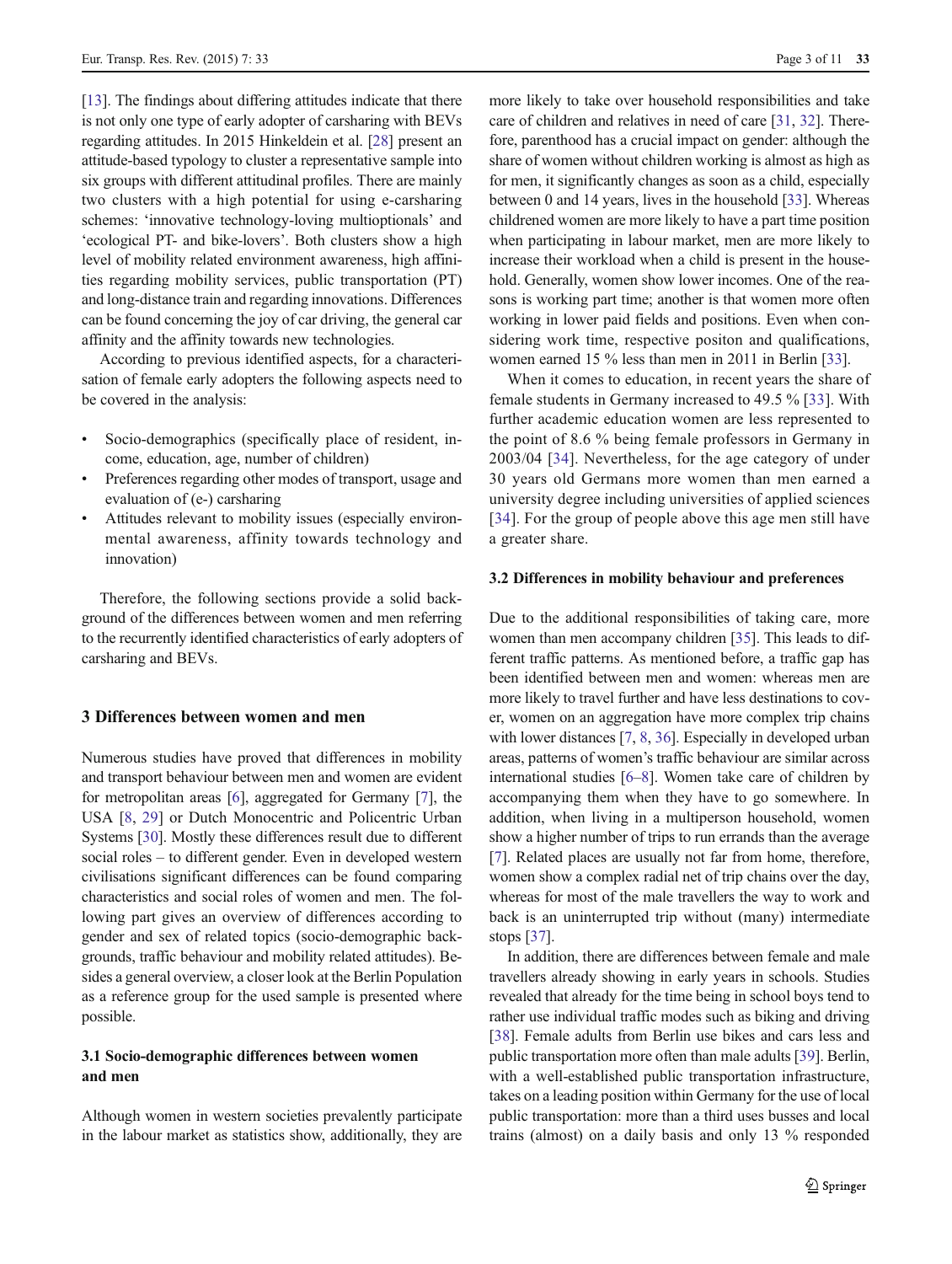[13]. The findings about differing attitudes indicate that there is not only one type of early adopter of carsharing with BEVs regarding attitudes. In 2015 Hinkeldein et al. [28] present an attitude-based typology to cluster a representative sample into six groups with different attitudinal profiles. There are mainly two clusters with a high potential for using e-carsharing schemes: 'innovative technology-loving multioptionals' and 'ecological PT- and bike-lovers'. Both clusters show a high level of mobility related environment awareness, high affinities regarding mobility services, public transportation (PT) and long-distance train and regarding innovations. Differences can be found concerning the joy of car driving, the general car affinity and the affinity towards new technologies.

According to previous identified aspects, for a characterisation of female early adopters the following aspects need to be covered in the analysis:

- Socio-demographics (specifically place of resident, income, education, age, number of children)
- Preferences regarding other modes of transport, usage and evaluation of (e-) carsharing
- Attitudes relevant to mobility issues (especially environmental awareness, affinity towards technology and innovation)

Therefore, the following sections provide a solid background of the differences between women and men referring to the recurrently identified characteristics of early adopters of carsharing and BEVs.

## 3 Differences between women and men

Numerous studies have proved that differences in mobility and transport behaviour between men and women are evident for metropolitan areas [6], aggregated for Germany [7], the USA [8, 29] or Dutch Monocentric and Policentric Urban Systems [30]. Mostly these differences result due to different social roles – to different gender. Even in developed western civilisations significant differences can be found comparing characteristics and social roles of women and men. The following part gives an overview of differences according to gender and sex of related topics (socio-demographic backgrounds, traffic behaviour and mobility related attitudes). Besides a general overview, a closer look at the Berlin Population as a reference group for the used sample is presented where possible.

### 3.1 Socio-demographic differences between women and men

Although women in western societies prevalently participate in the labour market as statistics show, additionally, they are more likely to take over household responsibilities and take care of children and relatives in need of care [31, 32]. Therefore, parenthood has a crucial impact on gender: although the share of women without children working is almost as high as for men, it significantly changes as soon as a child, especially between 0 and 14 years, lives in the household [33]. Whereas childrened women are more likely to have a part time position when participating in labour market, men are more likely to increase their workload when a child is present in the household. Generally, women show lower incomes. One of the reasons is working part time; another is that women more often working in lower paid fields and positions. Even when considering work time, respective positon and qualifications, women earned 15 % less than men in 2011 in Berlin [33].

When it comes to education, in recent years the share of female students in Germany increased to 49.5 % [33]. With further academic education women are less represented to the point of 8.6 % being female professors in Germany in 2003/04 [34]. Nevertheless, for the age category of under 30 years old Germans more women than men earned a university degree including universities of applied sciences [34]. For the group of people above this age men still have a greater share.

### 3.2 Differences in mobility behaviour and preferences

Due to the additional responsibilities of taking care, more women than men accompany children [35]. This leads to different traffic patterns. As mentioned before, a traffic gap has been identified between men and women: whereas men are more likely to travel further and have less destinations to cover, women on an aggregation have more complex trip chains with lower distances [7, 8, 36]. Especially in developed urban areas, patterns of women's traffic behaviour are similar across international studies [6–8]. Women take care of children by accompanying them when they have to go somewhere. In addition, when living in a multiperson household, women show a higher number of trips to run errands than the average [7]. Related places are usually not far from home, therefore, women show a complex radial net of trip chains over the day, whereas for most of the male travellers the way to work and back is an uninterrupted trip without (many) intermediate stops [37].

In addition, there are differences between female and male travellers already showing in early years in schools. Studies revealed that already for the time being in school boys tend to rather use individual traffic modes such as biking and driving [38]. Female adults from Berlin use bikes and cars less and public transportation more often than male adults [39]. Berlin, with a well-established public transportation infrastructure, takes on a leading position within Germany for the use of local public transportation: more than a third uses busses and local trains (almost) on a daily basis and only 13 % responded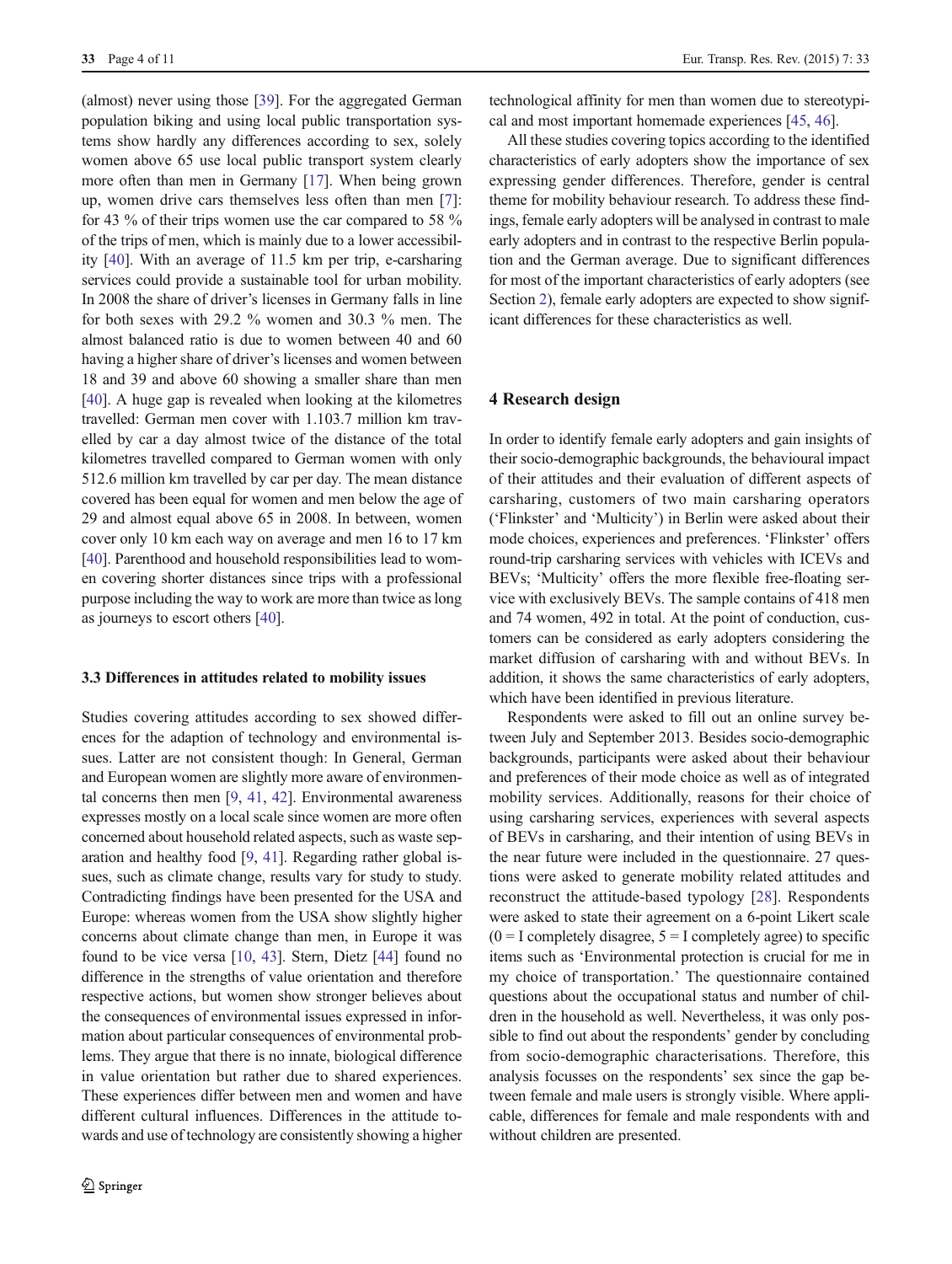(almost) never using those [39]. For the aggregated German population biking and using local public transportation systems show hardly any differences according to sex, solely women above 65 use local public transport system clearly more often than men in Germany [17]. When being grown up, women drive cars themselves less often than men [7]: for 43 % of their trips women use the car compared to 58 % of the trips of men, which is mainly due to a lower accessibility [40]. With an average of 11.5 km per trip, e-carsharing services could provide a sustainable tool for urban mobility. In 2008 the share of driver's licenses in Germany falls in line for both sexes with 29.2 % women and 30.3 % men. The almost balanced ratio is due to women between 40 and 60 having a higher share of driver's licenses and women between 18 and 39 and above 60 showing a smaller share than men [40]. A huge gap is revealed when looking at the kilometres travelled: German men cover with 1.103.7 million km travelled by car a day almost twice of the distance of the total kilometres travelled compared to German women with only 512.6 million km travelled by car per day. The mean distance covered has been equal for women and men below the age of 29 and almost equal above 65 in 2008. In between, women cover only 10 km each way on average and men 16 to 17 km [40]. Parenthood and household responsibilities lead to women covering shorter distances since trips with a professional purpose including the way to work are more than twice as long as journeys to escort others [40].

### 3.3 Differences in attitudes related to mobility issues

Studies covering attitudes according to sex showed differences for the adaption of technology and environmental issues. Latter are not consistent though: In General, German and European women are slightly more aware of environmental concerns then men [9, 41, 42]. Environmental awareness expresses mostly on a local scale since women are more often concerned about household related aspects, such as waste separation and healthy food [9, 41]. Regarding rather global issues, such as climate change, results vary for study to study. Contradicting findings have been presented for the USA and Europe: whereas women from the USA show slightly higher concerns about climate change than men, in Europe it was found to be vice versa [10, 43]. Stern, Dietz [44] found no difference in the strengths of value orientation and therefore respective actions, but women show stronger believes about the consequences of environmental issues expressed in information about particular consequences of environmental problems. They argue that there is no innate, biological difference in value orientation but rather due to shared experiences. These experiences differ between men and women and have different cultural influences. Differences in the attitude towards and use of technology are consistently showing a higher technological affinity for men than women due to stereotypical and most important homemade experiences [45, 46].

All these studies covering topics according to the identified characteristics of early adopters show the importance of sex expressing gender differences. Therefore, gender is central theme for mobility behaviour research. To address these findings, female early adopters will be analysed in contrast to male early adopters and in contrast to the respective Berlin population and the German average. Due to significant differences for most of the important characteristics of early adopters (see Section 2), female early adopters are expected to show significant differences for these characteristics as well.

## 4 Research design

In order to identify female early adopters and gain insights of their socio-demographic backgrounds, the behavioural impact of their attitudes and their evaluation of different aspects of carsharing, customers of two main carsharing operators ('Flinkster' and 'Multicity') in Berlin were asked about their mode choices, experiences and preferences. 'Flinkster' offers round-trip carsharing services with vehicles with ICEVs and BEVs; 'Multicity' offers the more flexible free-floating service with exclusively BEVs. The sample contains of 418 men and 74 women, 492 in total. At the point of conduction, customers can be considered as early adopters considering the market diffusion of carsharing with and without BEVs. In addition, it shows the same characteristics of early adopters, which have been identified in previous literature.

Respondents were asked to fill out an online survey between July and September 2013. Besides socio-demographic backgrounds, participants were asked about their behaviour and preferences of their mode choice as well as of integrated mobility services. Additionally, reasons for their choice of using carsharing services, experiences with several aspects of BEVs in carsharing, and their intention of using BEVs in the near future were included in the questionnaire. 27 questions were asked to generate mobility related attitudes and reconstruct the attitude-based typology [28]. Respondents were asked to state their agreement on a 6-point Likert scale (0 = I completely disagree, 5 = I completely agree) to specific items such as 'Environmental protection is crucial for me in my choice of transportation.' The questionnaire contained questions about the occupational status and number of children in the household as well. Nevertheless, it was only possible to find out about the respondents' gender by concluding from socio-demographic characterisations. Therefore, this analysis focusses on the respondents' sex since the gap between female and male users is strongly visible. Where applicable, differences for female and male respondents with and without children are presented.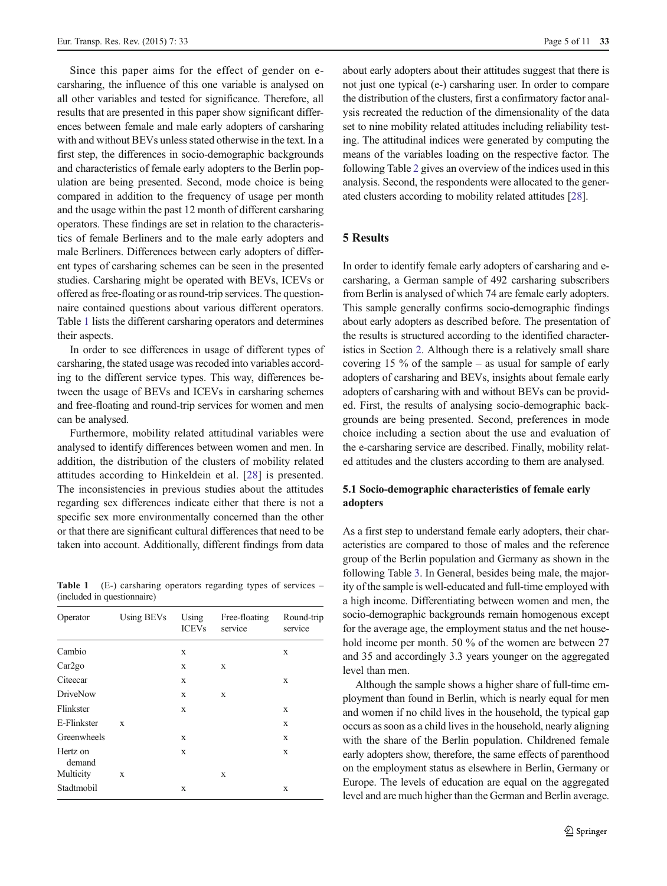Since this paper aims for the effect of gender on e-carsharing, the influence of this one variable is analysed on all other variables and tested for significance. Therefore, all results that are presented in this paper show significant differences between female and male early adopters of carsharing with and without BEVs unless stated otherwise in the text. In a first step, the differences in socio-demographic backgrounds and characteristics of female early adopters to the Berlin population are being presented. Second, mode choice is being compared in addition to the frequency of usage per month and the usage within the past 12 month of different carsharing operators. These findings are set in relation to the characteristics of female Berliners and to the male early adopters and male Berliners. Differences between early adopters of different types of carsharing schemes can be seen in the presented studies. Carsharing might be operated with BEVs, ICEVs or offered as free-floating or as round-trip services. The questionnaire contained questions about various different operators. Table 1 lists the different carsharing operators and determines their aspects.

In order to see differences in usage of different types of carsharing, the stated usage was recoded into variables according to the different service types. This way, differences between the usage of BEVs and ICEVs in carsharing schemes and free-floating and round-trip services for women and men can be analysed.

Furthermore, mobility related attitudinal variables were analysed to identify differences between women and men. In addition, the distribution of the clusters of mobility related attitudes according to Hinkeldein et al. [28] is presented. The inconsistencies in previous studies about the attitudes regarding sex differences indicate either that there is not a specific sex more environmentally concerned than the other or that there are significant cultural differences that need to be taken into account. Additionally, different findings from data

**Table 1** (E-) carsharing operators regarding types of services – (included in questionnaire)

| Operator | Using BEVs | Using ICEVs | Free-floating service | Round-trip service |
|---|---|---|---|---|
| Cambio | | x | | x |
| Car2go | | x | x | |
| Citeecar | | x | | x |
| DriveNow | | x | x | |
| Flinkster | | x | | x |
| E-Flinkster | x | | | x |
| Greenwheels | | x | | x |
| Hertz on demand | | x | | x |
| Multicity | x | | x | |
| Stadtmobil | | x | | x |

about early adopters about their attitudes suggest that there is not just one typical (e-) carsharing user. In order to compare the distribution of the clusters, first a confirmatory factor analysis recreated the reduction of the dimensionality of the data set to nine mobility related attitudes including reliability testing. The attitudinal indices were generated by computing the means of the variables loading on the respective factor. The following Table 2 gives an overview of the indices used in this analysis. Second, the respondents were allocated to the generated clusters according to mobility related attitudes [28].

## 5 Results

In order to identify female early adopters of carsharing and e-carsharing, a German sample of 492 carsharing subscribers from Berlin is analysed of which 74 are female early adopters. This sample generally confirms socio-demographic findings about early adopters as described before. The presentation of the results is structured according to the identified characteristics in Section 2. Although there is a relatively small share covering 15 % of the sample – as usual for sample of early adopters of carsharing and BEVs, insights about female early adopters of carsharing with and without BEVs can be provided. First, the results of analysing socio-demographic backgrounds are being presented. Second, preferences in mode choice including a section about the use and evaluation of the e-carsharing service are described. Finally, mobility related attitudes and the clusters according to them are analysed.

### 5.1 Socio-demographic characteristics of female early adopters

As a first step to understand female early adopters, their characteristics are compared to those of males and the reference group of the Berlin population and Germany as shown in the following Table 3. In General, besides being male, the majority of the sample is well-educated and full-time employed with a high income. Differentiating between women and men, the socio-demographic backgrounds remain homogenous except for the average age, the employment status and the net household income per month. 50 % of the women are between 27 and 35 and accordingly 3.3 years younger on the aggregated level than men.

Although the sample shows a higher share of full-time employment than found in Berlin, which is nearly equal for men and women if no child lives in the household, the typical gap occurs as soon as a child lives in the household, nearly aligning with the share of the Berlin population. Childrened female early adopters show, therefore, the same effects of parenthood on the employment status as elsewhere in Berlin, Germany or Europe. The levels of education are equal on the aggregated level and are much higher than the German and Berlin average.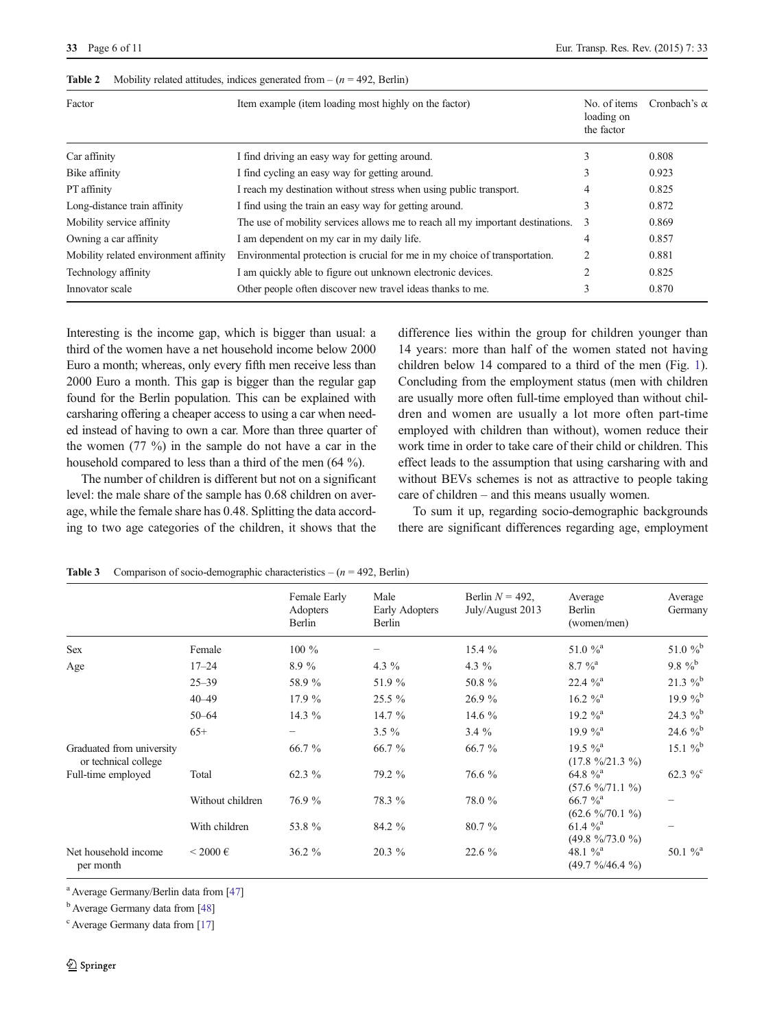**Table 2** Mobility related attitudes, indices generated from – ($n$ = 492, Berlin)

| Factor | Item example (item loading most highly on the factor) | No. of items loading on the factor | Cronbach's α |
|---|---|---|---|
| Car affinity | I find driving an easy way for getting around. | 3 | 0.808 |
| Bike affinity | I find cycling an easy way for getting around. | 3 | 0.923 |
| PT affinity | I reach my destination without stress when using public transport. | 4 | 0.825 |
| Long-distance train affinity | I find using the train an easy way for getting around. | 3 | 0.872 |
| Mobility service affinity | The use of mobility services allows me to reach all my important destinations. | 3 | 0.869 |
| Owning a car affinity | I am dependent on my car in my daily life. | 4 | 0.857 |
| Mobility related environment affinity | Environmental protection is crucial for me in my choice of transportation. | 2 | 0.881 |
| Technology affinity | I am quickly able to figure out unknown electronic devices. | 2 | 0.825 |
| Innovator scale | Other people often discover new travel ideas thanks to me. | 3 | 0.870 |

Interesting is the income gap, which is bigger than usual: a third of the women have a net household income below 2000 Euro a month; whereas, only every fifth men receive less than 2000 Euro a month. This gap is bigger than the regular gap found for the Berlin population. This can be explained with carsharing offering a cheaper access to using a car when needed instead of having to own a car. More than three quarter of the women (77 %) in the sample do not have a car in the household compared to less than a third of the men (64 %).

The number of children is different but not on a significant level: the male share of the sample has 0.68 children on average, while the female share has 0.48. Splitting the data according to two age categories of the children, it shows that the difference lies within the group for children younger than 14 years: more than half of the women stated not having children below 14 compared to a third of the men (Fig. 1). Concluding from the employment status (men with children are usually more often full-time employed than without children and women are usually a lot more often part-time employed with children than without), women reduce their work time in order to take care of their child or children. This effect leads to the assumption that using carsharing with and without BEVs schemes is not as attractive to people taking care of children – and this means usually women.

To sum it up, regarding socio-demographic backgrounds there are significant differences regarding age, employment

**Table 3** Comparison of socio-demographic characteristics – ($n$ = 492, Berlin)

| | | Female Early Adopters Berlin | Male Early Adopters Berlin | Berlin $N$ = 492, July/August 2013 | Average Berlin (women/men) | Average Germany |
|---|---|---|---|---|---|---|
| Sex | Female | 100 % | – | 15.4 % | 51.0 % [a] | 51.0 % [b] |
| Age | 17–24 | 8.9 % | 4.3 % | 4.3 % | 8.7 % [a] | 9.8 % [b] |
| | 25–39 | 58.9 % | 51.9 % | 50.8 % | 22.4 % [a] | 21.3 % [b] |
| | 40–49 | 17.9 % | 25.5 % | 26.9 % | 16.2 % [a] | 19.9 % [b] |
| | 50–64 | 14.3 % | 14.7 % | 14.6 % | 19.2 % [a] | 24.3 % [b] |
| | 65+ | – | 3.5 % | 3.4 % | 19.9 % [a] | 24.6 % [b] |
| Graduated from university or technical college | | 66.7 % | 66.7 % | 66.7 % | 19.5 % [a] (17.8 %/21.3 %) | 15.1 % [b] |
| Full-time employed | Total | 62.3 % | 79.2 % | 76.6 % | 64.8 % [a] (57.6 %/71.1 %) | 62.3 % [c] |
| | Without children | 76.9 % | 78.3 % | 78.0 % | 66.7 % [a] (62.6 %/70.1 %) | – |
| | With children | 53.8 % | 84.2 % | 80.7 % | 61.4 % [a] (49.8 %/73.0 %) | – |
| Net household income per month | < 2000 € | 36.2 % | 20.3 % | 22.6 % | 48.1 % [a] (49.7 %/46.4 %) | 50.1 % [a] |

[a] Average Germany/Berlin data from [47]

[b] Average Germany data from [48]

[c] Average Germany data from [17]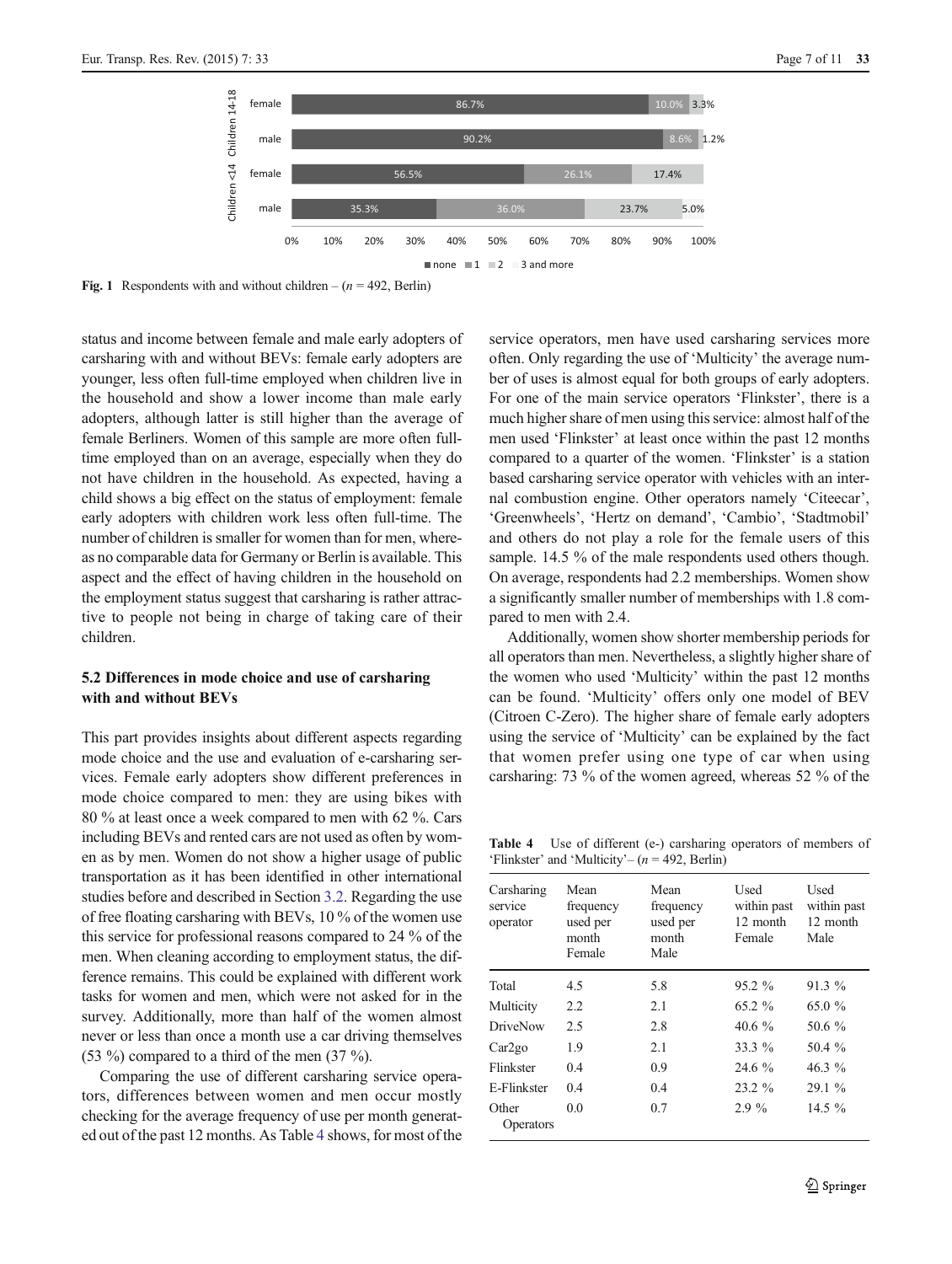**Fig. 1** Respondents with and without children – (*n* = 492, Berlin)

status and income between female and male early adopters of carsharing with and without BEVs: female early adopters are younger, less often full-time employed when children live in the household and show a lower income than male early adopters, although latter is still higher than the average of female Berliners. Women of this sample are more often full-time employed than on an average, especially when they do not have children in the household. As expected, having a child shows a big effect on the status of employment: female early adopters with children work less often full-time. The number of children is smaller for women than for men, whereas no comparable data for Germany or Berlin is available. This aspect and the effect of having children in the household on the employment status suggest that carsharing is rather attractive to people not being in charge of taking care of their children.

### 5.2 Differences in mode choice and use of carsharing with and without BEVs

This part provides insights about different aspects regarding mode choice and the use and evaluation of e-carsharing services. Female early adopters show different preferences in mode choice compared to men: they are using bikes with 80 % at least once a week compared to men with 62 %. Cars including BEVs and rented cars are not used as often by women as by men. Women do not show a higher usage of public transportation as it has been identified in other international studies before and described in Section 3.2. Regarding the use of free floating carsharing with BEVs, 10 % of the women use this service for professional reasons compared to 24 % of the men. When cleaning according to employment status, the difference remains. This could be explained with different work tasks for women and men, which were not asked for in the survey. Additionally, more than half of the women almost never or less than once a month use a car driving themselves (53 %) compared to a third of the men (37 %).

Comparing the use of different carsharing service operators, differences between women and men occur mostly checking for the average frequency of use per month generated out of the past 12 months. As Table 4 shows, for most of the service operators, men have used carsharing services more often. Only regarding the use of 'Multicity' the average number of uses is almost equal for both groups of early adopters. For one of the main service operators 'Flinkster', there is a much higher share of men using this service: almost half of the men used 'Flinkster' at least once within the past 12 months compared to a quarter of the women. 'Flinkster' is a station based carsharing service operator with vehicles with an internal combustion engine. Other operators namely 'Citeecar', 'Greenwheels', 'Hertz on demand', 'Cambio', 'Stadtmobil' and others do not play a role for the female users of this sample. 14.5 % of the male respondents used others though. On average, respondents had 2.2 memberships. Women show a significantly smaller number of memberships with 1.8 compared to men with 2.4.

Additionally, women show shorter membership periods for all operators than men. Nevertheless, a slightly higher share of the women who used 'Multicity' within the past 12 months can be found. 'Multicity' offers only one model of BEV (Citroen C-Zero). The higher share of female early adopters using the service of 'Multicity' can be explained by the fact that women prefer using one type of car when using carsharing: 73 % of the women agreed, whereas 52 % of the

**Table 4** Use of different (e-) carsharing operators of members of 'Flinkster' and 'Multicity'– (*n* = 492, Berlin)

| Carsharing service operator | Mean frequency used per month Female | Mean frequency used per month Male | Used within past 12 month Female | Used within past 12 month Male |
|---|---|---|---|---|
| Total | 4.5 | 5.8 | 95.2 % | 91.3 % |
| Multicity | 2.2 | 2.1 | 65.2 % | 65.0 % |
| DriveNow | 2.5 | 2.8 | 40.6 % | 50.6 % |
| Car2go | 1.9 | 2.1 | 33.3 % | 50.4 % |
| Flinkster | 0.4 | 0.9 | 24.6 % | 46.3 % |
| E-Flinkster | 0.4 | 0.4 | 23.2 % | 29.1 % |
| Other Operators | 0.0 | 0.7 | 2.9 % | 14.5 % |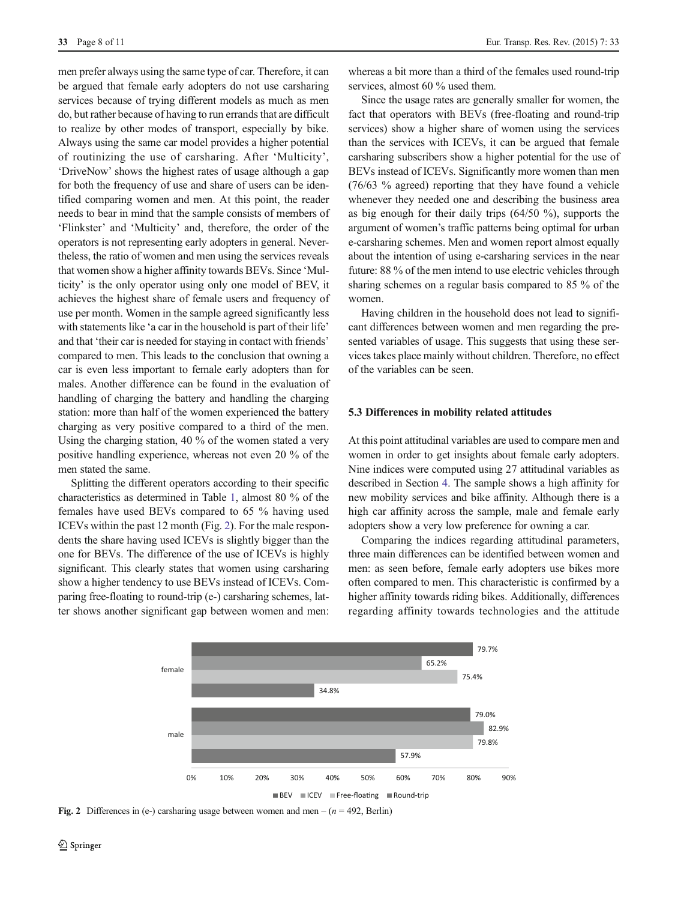men prefer always using the same type of car. Therefore, it can be argued that female early adopters do not use carsharing services because of trying different models as much as men do, but rather because of having to run errands that are difficult to realize by other modes of transport, especially by bike. Always using the same car model provides a higher potential of routinizing the use of carsharing. After 'Multicity', 'DriveNow' shows the highest rates of usage although a gap for both the frequency of use and share of users can be identified comparing women and men. At this point, the reader needs to bear in mind that the sample consists of members of 'Flinkster' and 'Multicity' and, therefore, the order of the operators is not representing early adopters in general. Nevertheless, the ratio of women and men using the services reveals that women show a higher affinity towards BEVs. Since 'Multicity' is the only operator using only one model of BEV, it achieves the highest share of female users and frequency of use per month. Women in the sample agreed significantly less with statements like 'a car in the household is part of their life' and that 'their car is needed for staying in contact with friends' compared to men. This leads to the conclusion that owning a car is even less important to female early adopters than for males. Another difference can be found in the evaluation of handling of charging the battery and handling the charging station: more than half of the women experienced the battery charging as very positive compared to a third of the men. Using the charging station, 40 % of the women stated a very positive handling experience, whereas not even 20 % of the men stated the same.

Splitting the different operators according to their specific characteristics as determined in Table 1, almost 80 % of the females have used BEVs compared to 65 % having used ICEVs within the past 12 month (Fig. 2). For the male respondents the share having used ICEVs is slightly bigger than the one for BEVs. The difference of the use of ICEVs is highly significant. This clearly states that women using carsharing show a higher tendency to use BEVs instead of ICEVs. Comparing free-floating to round-trip (e-) carsharing schemes, latter shows another significant gap between women and men: whereas a bit more than a third of the females used round-trip services, almost 60 % used them.

Since the usage rates are generally smaller for women, the fact that operators with BEVs (free-floating and round-trip services) show a higher share of women using the services than the services with ICEVs, it can be argued that female carsharing subscribers show a higher potential for the use of BEVs instead of ICEVs. Significantly more women than men (76/63 % agreed) reporting that they have found a vehicle whenever they needed one and describing the business area as big enough for their daily trips (64/50 %), supports the argument of women's traffic patterns being optimal for urban e-carsharing schemes. Men and women report almost equally about the intention of using e-carsharing services in the near future: 88 % of the men intend to use electric vehicles through sharing schemes on a regular basis compared to 85 % of the women.

Having children in the household does not lead to significant differences between women and men regarding the presented variables of usage. This suggests that using these services takes place mainly without children. Therefore, no effect of the variables can be seen.

### 5.3 Differences in mobility related attitudes

At this point attitudinal variables are used to compare men and women in order to get insights about female early adopters. Nine indices were computed using 27 attitudinal variables as described in Section 4. The sample shows a high affinity for new mobility services and bike affinity. Although there is a high car affinity across the sample, male and female early adopters show a very low preference for owning a car.

Comparing the indices regarding attitudinal parameters, three main differences can be identified between women and men: as seen before, female early adopters use bikes more often compared to men. This characteristic is confirmed by a higher affinity towards riding bikes. Additionally, differences regarding affinity towards technologies and the attitude

female
79.7%
65.2%
75.4%
34.8%

male
79.0%
82.9%
79.8%
57.9%

0% 10% 20% 30% 40% 50% 60% 70% 80% 90%

BEV ICEV Free-floating Round-trip

**Fig. 2** Differences in (e-) carsharing usage between women and men – (n = 492, Berlin)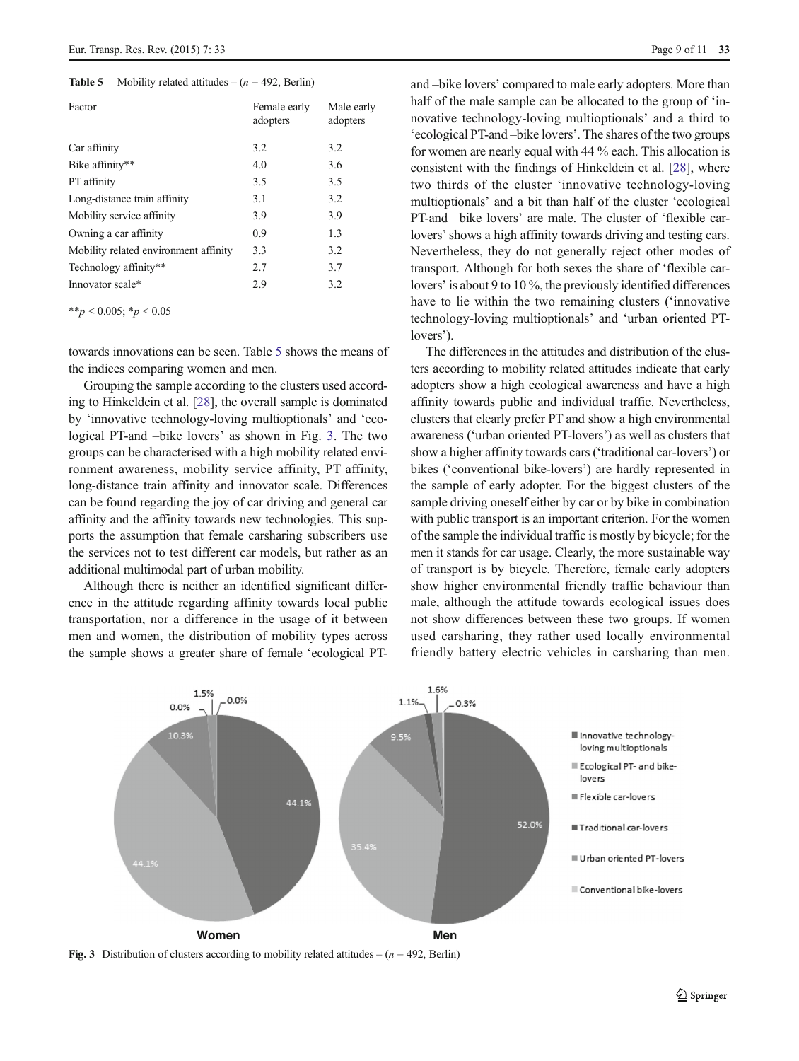**Table 5** Mobility related attitudes – ($n$ = 492, Berlin)

| Factor | Female early adopters | Male early adopters |
|---|---|---|
| Car affinity | 3.2 | 3.2 |
| Bike affinity** | 4.0 | 3.6 |
| PT affinity | 3.5 | 3.5 |
| Long-distance train affinity | 3.1 | 3.2 |
| Mobility service affinity | 3.9 | 3.9 |
| Owning a car affinity | 0.9 | 1.3 |
| Mobility related environment affinity | 3.3 | 3.2 |
| Technology affinity** | 2.7 | 3.7 |
| Innovator scale* | 2.9 | 3.2 |

**$p < 0.005$; *$p < 0.05$

towards innovations can be seen. Table 5 shows the means of the indices comparing women and men.

Grouping the sample according to the clusters used according to Hinkeldein et al. [28], the overall sample is dominated by 'innovative technology-loving multioptionals' and 'ecological PT-and –bike lovers' as shown in Fig. 3. The two groups can be characterised with a high mobility related environment awareness, mobility service affinity, PT affinity, long-distance train affinity and innovator scale. Differences can be found regarding the joy of car driving and general car affinity and the affinity towards new technologies. This supports the assumption that female carsharing subscribers use the services not to test different car models, but rather as an additional multimodal part of urban mobility.

Although there is neither an identified significant difference in the attitude regarding affinity towards local public transportation, nor a difference in the usage of it between men and women, the distribution of mobility types across the sample shows a greater share of female 'ecological PT-and –bike lovers' compared to male early adopters. More than half of the male sample can be allocated to the group of 'innovative technology-loving multioptionals' and a third to 'ecological PT-and –bike lovers'. The shares of the two groups for women are nearly equal with 44 % each. This allocation is consistent with the findings of Hinkeldein et al. [28], where two thirds of the cluster 'innovative technology-loving multioptionals' and a bit than half of the cluster 'ecological PT-and –bike lovers' are male. The cluster of 'flexible car-lovers' shows a high affinity towards driving and testing cars. Nevertheless, they do not generally reject other modes of transport. Although for both sexes the share of 'flexible car-lovers' is about 9 to 10 %, the previously identified differences have to lie within the two remaining clusters ('innovative technology-loving multioptionals' and 'urban oriented PT-lovers').

The differences in the attitudes and distribution of the clusters according to mobility related attitudes indicate that early adopters show a high ecological awareness and have a high affinity towards public and individual traffic. Nevertheless, clusters that clearly prefer PT and show a high environmental awareness ('urban oriented PT-lovers') as well as clusters that show a higher affinity towards cars ('traditional car-lovers') or bikes ('conventional bike-lovers') are hardly represented in the sample of early adopter. For the biggest clusters of the sample driving oneself either by car or by bike in combination with public transport is an important criterion. For the women of the sample the individual traffic is mostly by bicycle; for the men it stands for car usage. Clearly, the more sustainable way of transport is by bicycle. Therefore, female early adopters show higher environmental friendly traffic behaviour than male, although the attitude towards ecological issues does not show differences between these two groups. If women used carsharing, they rather used locally environmental friendly battery electric vehicles in carsharing than men.

**Fig. 3** Distribution of clusters according to mobility related attitudes – ($n$ = 492, Berlin)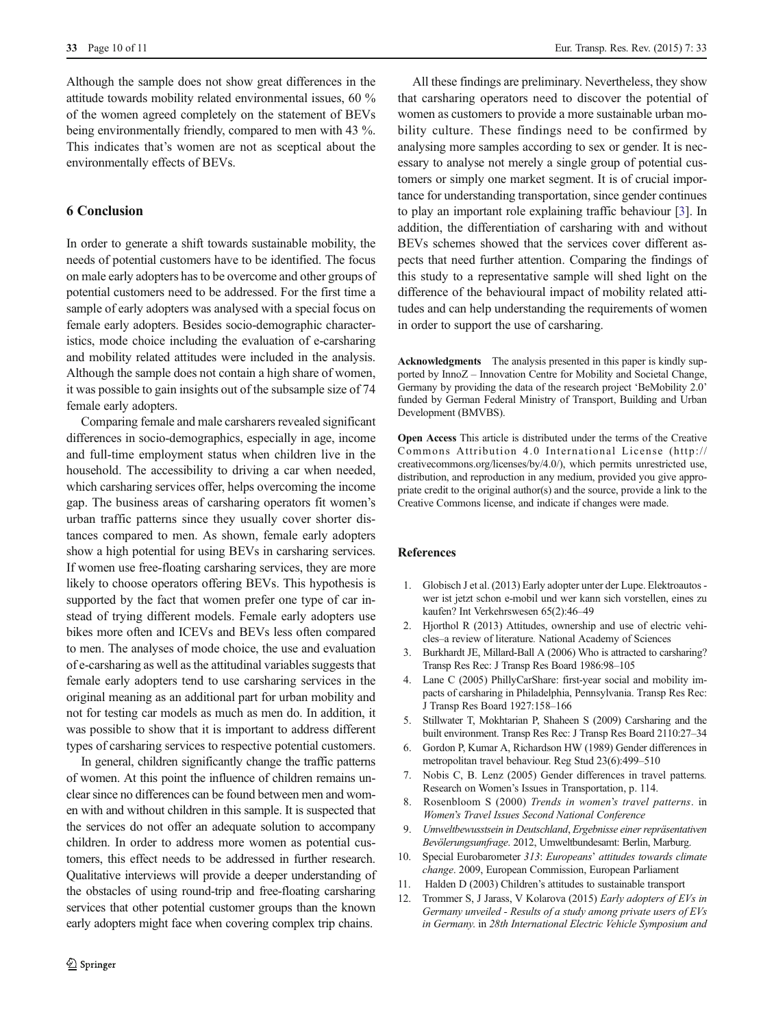Although the sample does not show great differences in the attitude towards mobility related environmental issues, 60 % of the women agreed completely on the statement of BEVs being environmentally friendly, compared to men with 43 %. This indicates that's women are not as sceptical about the environmentally effects of BEVs.

## 6 Conclusion

In order to generate a shift towards sustainable mobility, the needs of potential customers have to be identified. The focus on male early adopters has to be overcome and other groups of potential customers need to be addressed. For the first time a sample of early adopters was analysed with a special focus on female early adopters. Besides socio-demographic characteristics, mode choice including the evaluation of e-carsharing and mobility related attitudes were included in the analysis. Although the sample does not contain a high share of women, it was possible to gain insights out of the subsample size of 74 female early adopters.

Comparing female and male carsharers revealed significant differences in socio-demographics, especially in age, income and full-time employment status when children live in the household. The accessibility to driving a car when needed, which carsharing services offer, helps overcoming the income gap. The business areas of carsharing operators fit women's urban traffic patterns since they usually cover shorter distances compared to men. As shown, female early adopters show a high potential for using BEVs in carsharing services. If women use free-floating carsharing services, they are more likely to choose operators offering BEVs. This hypothesis is supported by the fact that women prefer one type of car instead of trying different models. Female early adopters use bikes more often and ICEVs and BEVs less often compared to men. The analyses of mode choice, the use and evaluation of e-carsharing as well as the attitudinal variables suggests that female early adopters tend to use carsharing services in the original meaning as an additional part for urban mobility and not for testing car models as much as men do. In addition, it was possible to show that it is important to address different types of carsharing services to respective potential customers.

In general, children significantly change the traffic patterns of women. At this point the influence of children remains unclear since no differences can be found between men and women with and without children in this sample. It is suspected that the services do not offer an adequate solution to accompany children. In order to address more women as potential customers, this effect needs to be addressed in further research. Qualitative interviews will provide a deeper understanding of the obstacles of using round-trip and free-floating carsharing services that other potential customer groups than the known early adopters might face when covering complex trip chains.

All these findings are preliminary. Nevertheless, they show that carsharing operators need to discover the potential of women as customers to provide a more sustainable urban mobility culture. These findings need to be confirmed by analysing more samples according to sex or gender. It is necessary to analyse not merely a single group of potential customers or simply one market segment. It is of crucial importance for understanding transportation, since gender continues to play an important role explaining traffic behaviour [3]. In addition, the differentiation of carsharing with and without BEVs schemes showed that the services cover different aspects that need further attention. Comparing the findings of this study to a representative sample will shed light on the difference of the behavioural impact of mobility related attitudes and can help understanding the requirements of women in order to support the use of carsharing.

**Acknowledgments** The analysis presented in this paper is kindly supported by InnoZ – Innovation Centre for Mobility and Societal Change, Germany by providing the data of the research project 'BeMobility 2.0' funded by German Federal Ministry of Transport, Building and Urban Development (BMVBS).

**Open Access** This article is distributed under the terms of the Creative Commons Attribution 4.0 International License (http://creativecommons.org/licenses/by/4.0/), which permits unrestricted use, distribution, and reproduction in any medium, provided you give appropriate credit to the original author(s) and the source, provide a link to the Creative Commons license, and indicate if changes were made.

## References

1. Globisch J et al. (2013) Early adopter unter der Lupe. Elektroautos - wer ist jetzt schon e-mobil und wer kann sich vorstellen, eines zu kaufen? Int Verkehrswesen 65(2):46–49
2. Hjorthol R (2013) Attitudes, ownership and use of electric vehicles–a review of literature. National Academy of Sciences
3. Burkhardt JE, Millard-Ball A (2006) Who is attracted to carsharing? Transp Res Rec: J Transp Res Board 1986:98–105
4. Lane C (2005) PhillyCarShare: first-year social and mobility impacts of carsharing in Philadelphia, Pennsylvania. Transp Res Rec: J Transp Res Board 1927:158–166
5. Stillwater T, Mokhtarian P, Shaheen S (2009) Carsharing and the built environment. Transp Res Rec: J Transp Res Board 2110:27–34
6. Gordon P, Kumar A, Richardson HW (1989) Gender differences in metropolitan travel behaviour. Reg Stud 23(6):499–510
7. Nobis C, B. Lenz (2005) Gender differences in travel patterns. Research on Women's Issues in Transportation, p. 114.
8. Rosenbloom S (2000) *Trends in women's travel patterns*. in *Women's Travel Issues Second National Conference*
9. *Umweltbewusstsein in Deutschland*, *Ergebnisse einer repräsentativen Bevölerungsumfrage*. 2012, Umweltbundesamt: Berlin, Marburg.
10. Special Eurobarometer *313*: *Europeans' attitudes towards climate change*. 2009, European Commission, European Parliament
11. Halden D (2003) Children's attitudes to sustainable transport
12. Trommer S, J Jarass, V Kolarova (2015) *Early adopters of EVs in Germany unveiled - Results of a study among private users of EVs in Germany.* in *28th International Electric Vehicle Symposium and*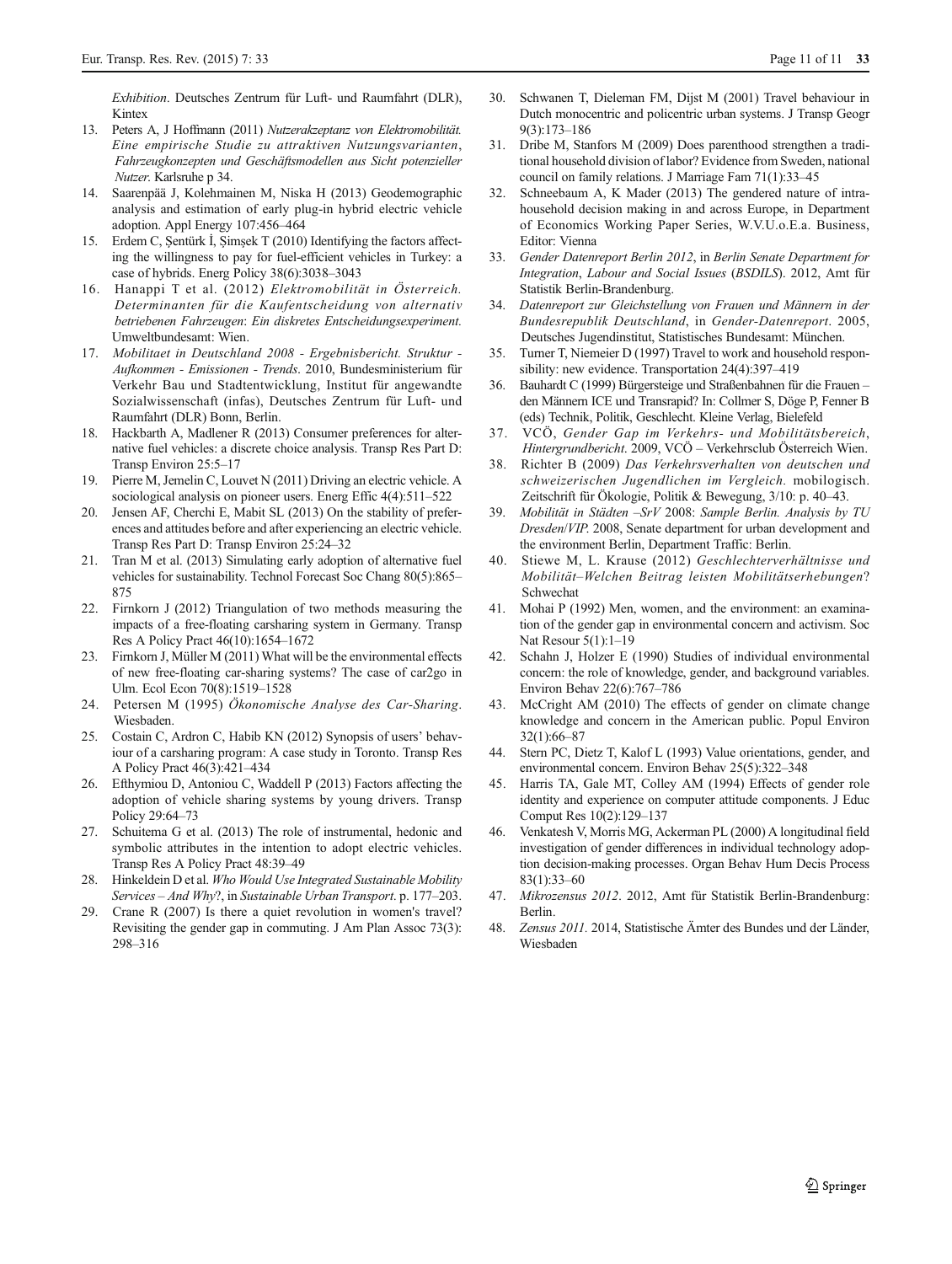*Exhibition*. Deutsches Zentrum für Luft- und Raumfahrt (DLR), Kintex

13. Peters A, J Hoffmann (2011) *Nutzerakzeptanz von Elektromobilität. Eine empirische Studie zu attraktiven Nutzungsvarianten, Fahrzeugkonzepten und Geschäftsmodellen aus Sicht potenzieller Nutzer*. Karlsruhe p 34.
14. Saarenpää J, Kolehmainen M, Niska H (2013) Geodemographic analysis and estimation of early plug-in hybrid electric vehicle adoption. Appl Energy 107:456–464
15. Erdem C, Şentürk İ, Şimşek T (2010) Identifying the factors affecting the willingness to pay for fuel-efficient vehicles in Turkey: a case of hybrids. Energ Policy 38(6):3038–3043
16. Hanappi T et al. (2012) *Elektromobilität in Österreich. Determinanten für die Kaufentscheidung von alternativ betriebenen Fahrzeugen*: *Ein diskretes Entscheidungsexperiment.* Umweltbundesamt: Wien.
17. *Mobilitaet in Deutschland 2008 - Ergebnisbericht. Struktur - Aufkommen - Emissionen - Trends*. 2010, Bundesministerium für Verkehr Bau und Stadtentwicklung, Institut für angewandte Sozialwissenschaft (infas), Deutsches Zentrum für Luft- und Raumfahrt (DLR) Bonn, Berlin.
18. Hackbarth A, Madlener R (2013) Consumer preferences for alternative fuel vehicles: a discrete choice analysis. Transp Res Part D: Transp Environ 25:5–17
19. Pierre M, Jemelin C, Louvet N (2011) Driving an electric vehicle. A sociological analysis on pioneer users. Energ Effic 4(4):511–522
20. Jensen AF, Cherchi E, Mabit SL (2013) On the stability of preferences and attitudes before and after experiencing an electric vehicle. Transp Res Part D: Transp Environ 25:24–32
21. Tran M et al. (2013) Simulating early adoption of alternative fuel vehicles for sustainability. Technol Forecast Soc Chang 80(5):865–875
22. Firnkorn J (2012) Triangulation of two methods measuring the impacts of a free-floating carsharing system in Germany. Transp Res A Policy Pract 46(10):1654–1672
23. Firnkorn J, Müller M (2011) What will be the environmental effects of new free-floating car-sharing systems? The case of car2go in Ulm. Ecol Econ 70(8):1519–1528
24. Petersen M (1995) *Ökonomische Analyse des Car-Sharing*. Wiesbaden.
25. Costain C, Ardron C, Habib KN (2012) Synopsis of users' behaviour of a carsharing program: A case study in Toronto. Transp Res A Policy Pract 46(3):421–434
26. Efthymiou D, Antoniou C, Waddell P (2013) Factors affecting the adoption of vehicle sharing systems by young drivers. Transp Policy 29:64–73
27. Schuitema G et al. (2013) The role of instrumental, hedonic and symbolic attributes in the intention to adopt electric vehicles. Transp Res A Policy Pract 48:39–49
28. Hinkeldein D et al. *Who Would Use Integrated Sustainable Mobility Services – And Why*?, in *Sustainable Urban Transport*. p. 177–203.
29. Crane R (2007) Is there a quiet revolution in women's travel? Revisiting the gender gap in commuting. J Am Plan Assoc 73(3): 298–316
30. Schwanen T, Dieleman FM, Dijst M (2001) Travel behaviour in Dutch monocentric and policentric urban systems. J Transp Geogr 9(3):173–186
31. Dribe M, Stanfors M (2009) Does parenthood strengthen a traditional household division of labor? Evidence from Sweden, national council on family relations. J Marriage Fam 71(1):33–45
32. Schneebaum A, K Mader (2013) The gendered nature of intra-household decision making in and across Europe, in Department of Economics Working Paper Series, W.V.U.o.E.a. Business, Editor: Vienna
33. *Gender Datenreport Berlin 2012*, in *Berlin Senate Department for Integration*, *Labour and Social Issues* (*BSDILS*). 2012, Amt für Statistik Berlin-Brandenburg.
34. *Datenreport zur Gleichstellung von Frauen und Männern in der Bundesrepublik Deutschland*, in *Gender-Datenreport*. 2005, Deutsches Jugendinstitut, Statistisches Bundesamt: München.
35. Turner T, Niemeier D (1997) Travel to work and household responsibility: new evidence. Transportation 24(4):397–419
36. Bauhardt C (1999) Bürgersteige und Straßenbahnen für die Frauen – den Männern ICE und Transrapid? In: Collmer S, Döge P, Fenner B (eds) Technik, Politik, Geschlecht. Kleine Verlag, Bielefeld
37. VCÖ, *Gender Gap im Verkehrs- und Mobilitätsbereich*, *Hintergrundbericht*. 2009, VCÖ – Verkehrsclub Österreich Wien.
38. Richter B (2009) *Das Verkehrsverhalten von deutschen und schweizerischen Jugendlichen im Vergleich.* mobilogisch. Zeitschrift für Ökologie, Politik & Bewegung, 3/10: p. 40–43.
39. *Mobilität in Städten –SrV* 2008: *Sample Berlin. Analysis by TU Dresden/VIP*. 2008, Senate department for urban development and the environment Berlin, Department Traffic: Berlin.
40. Stiewe M, L. Krause (2012) *Geschlechterverhältnisse und Mobilität–Welchen Beitrag leisten Mobilitätserhebungen*? Schwechat
41. Mohai P (1992) Men, women, and the environment: an examination of the gender gap in environmental concern and activism. Soc Nat Resour 5(1):1–19
42. Schahn J, Holzer E (1990) Studies of individual environmental concern: the role of knowledge, gender, and background variables. Environ Behav 22(6):767–786
43. McCright AM (2010) The effects of gender on climate change knowledge and concern in the American public. Popul Environ 32(1):66–87
44. Stern PC, Dietz T, Kalof L (1993) Value orientations, gender, and environmental concern. Environ Behav 25(5):322–348
45. Harris TA, Gale MT, Colley AM (1994) Effects of gender role identity and experience on computer attitude components. J Educ Comput Res 10(2):129–137
46. Venkatesh V, Morris MG, Ackerman PL (2000) A longitudinal field investigation of gender differences in individual technology adoption decision-making processes. Organ Behav Hum Decis Process 83(1):33–60
47. *Mikrozensus 2012*. 2012, Amt für Statistik Berlin-Brandenburg: Berlin.
48. *Zensus 2011.* 2014, Statistische Ämter des Bundes und der Länder, Wiesbaden